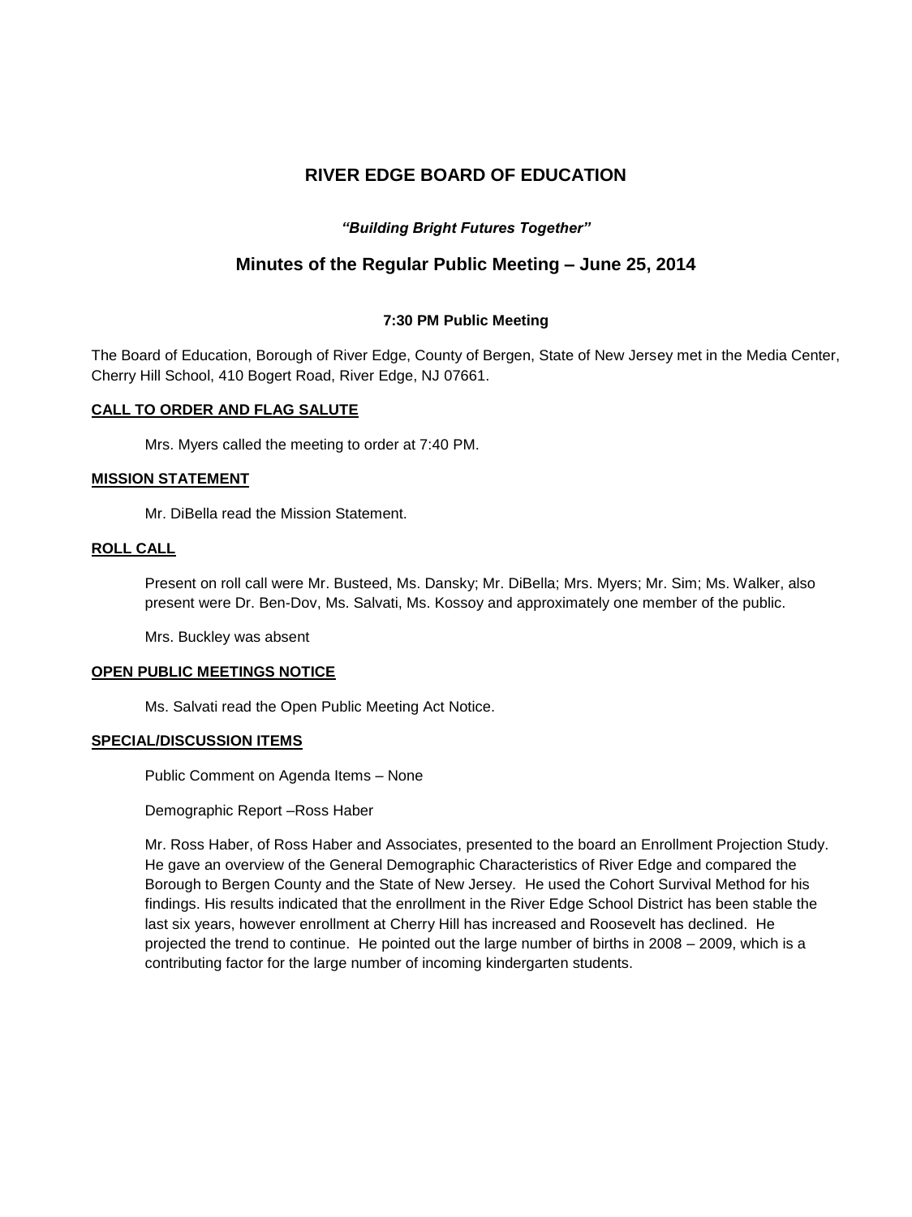# RIVER EDGE BOARD OF EDUCATION

***"Building Bright Futures Together"***

## Minutes of the Regular Public Meeting – June 25, 2014

**7:30 PM Public Meeting**

The Board of Education, Borough of River Edge, County of Bergen, State of New Jersey met in the Media Center, Cherry Hill School, 410 Bogert Road, River Edge, NJ 07661.

**CALL TO ORDER AND FLAG SALUTE**

Mrs. Myers called the meeting to order at 7:40 PM.

**MISSION STATEMENT**

Mr. DiBella read the Mission Statement.

**ROLL CALL**

Present on roll call were Mr. Busteed, Ms. Dansky; Mr. DiBella; Mrs. Myers; Mr. Sim; Ms. Walker, also present were Dr. Ben-Dov, Ms. Salvati, Ms. Kossoy and approximately one member of the public.

Mrs. Buckley was absent

**OPEN PUBLIC MEETINGS NOTICE**

Ms. Salvati read the Open Public Meeting Act Notice.

**SPECIAL/DISCUSSION ITEMS**

Public Comment on Agenda Items – None

Demographic Report –Ross Haber

Mr. Ross Haber, of Ross Haber and Associates, presented to the board an Enrollment Projection Study. He gave an overview of the General Demographic Characteristics of River Edge and compared the Borough to Bergen County and the State of New Jersey. He used the Cohort Survival Method for his findings. His results indicated that the enrollment in the River Edge School District has been stable the last six years, however enrollment at Cherry Hill has increased and Roosevelt has declined. He projected the trend to continue. He pointed out the large number of births in 2008 – 2009, which is a contributing factor for the large number of incoming kindergarten students.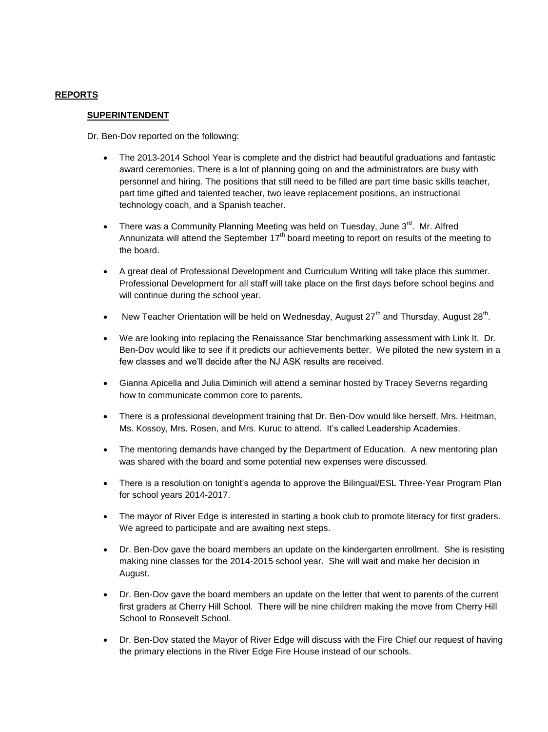## REPORTS

### SUPERINTENDENT

Dr. Ben-Dov reported on the following:

- The 2013-2014 School Year is complete and the district had beautiful graduations and fantastic award ceremonies. There is a lot of planning going on and the administrators are busy with personnel and hiring. The positions that still need to be filled are part time basic skills teacher, part time gifted and talented teacher, two leave replacement positions, an instructional technology coach, and a Spanish teacher.
- There was a Community Planning Meeting was held on Tuesday, June 3rd. Mr. Alfred Annunizata will attend the September 17th board meeting to report on results of the meeting to the board.
- A great deal of Professional Development and Curriculum Writing will take place this summer. Professional Development for all staff will take place on the first days before school begins and will continue during the school year.
- New Teacher Orientation will be held on Wednesday, August 27th and Thursday, August 28th.
- We are looking into replacing the Renaissance Star benchmarking assessment with Link It. Dr. Ben-Dov would like to see if it predicts our achievements better. We piloted the new system in a few classes and we'll decide after the NJ ASK results are received.
- Gianna Apicella and Julia Diminich will attend a seminar hosted by Tracey Severns regarding how to communicate common core to parents.
- There is a professional development training that Dr. Ben-Dov would like herself, Mrs. Heitman, Ms. Kossoy, Mrs. Rosen, and Mrs. Kuruc to attend. It's called Leadership Academies.
- The mentoring demands have changed by the Department of Education. A new mentoring plan was shared with the board and some potential new expenses were discussed.
- There is a resolution on tonight's agenda to approve the Bilingual/ESL Three-Year Program Plan for school years 2014-2017.
- The mayor of River Edge is interested in starting a book club to promote literacy for first graders. We agreed to participate and are awaiting next steps.
- Dr. Ben-Dov gave the board members an update on the kindergarten enrollment. She is resisting making nine classes for the 2014-2015 school year. She will wait and make her decision in August.
- Dr. Ben-Dov gave the board members an update on the letter that went to parents of the current first graders at Cherry Hill School. There will be nine children making the move from Cherry Hill School to Roosevelt School.
- Dr. Ben-Dov stated the Mayor of River Edge will discuss with the Fire Chief our request of having the primary elections in the River Edge Fire House instead of our schools.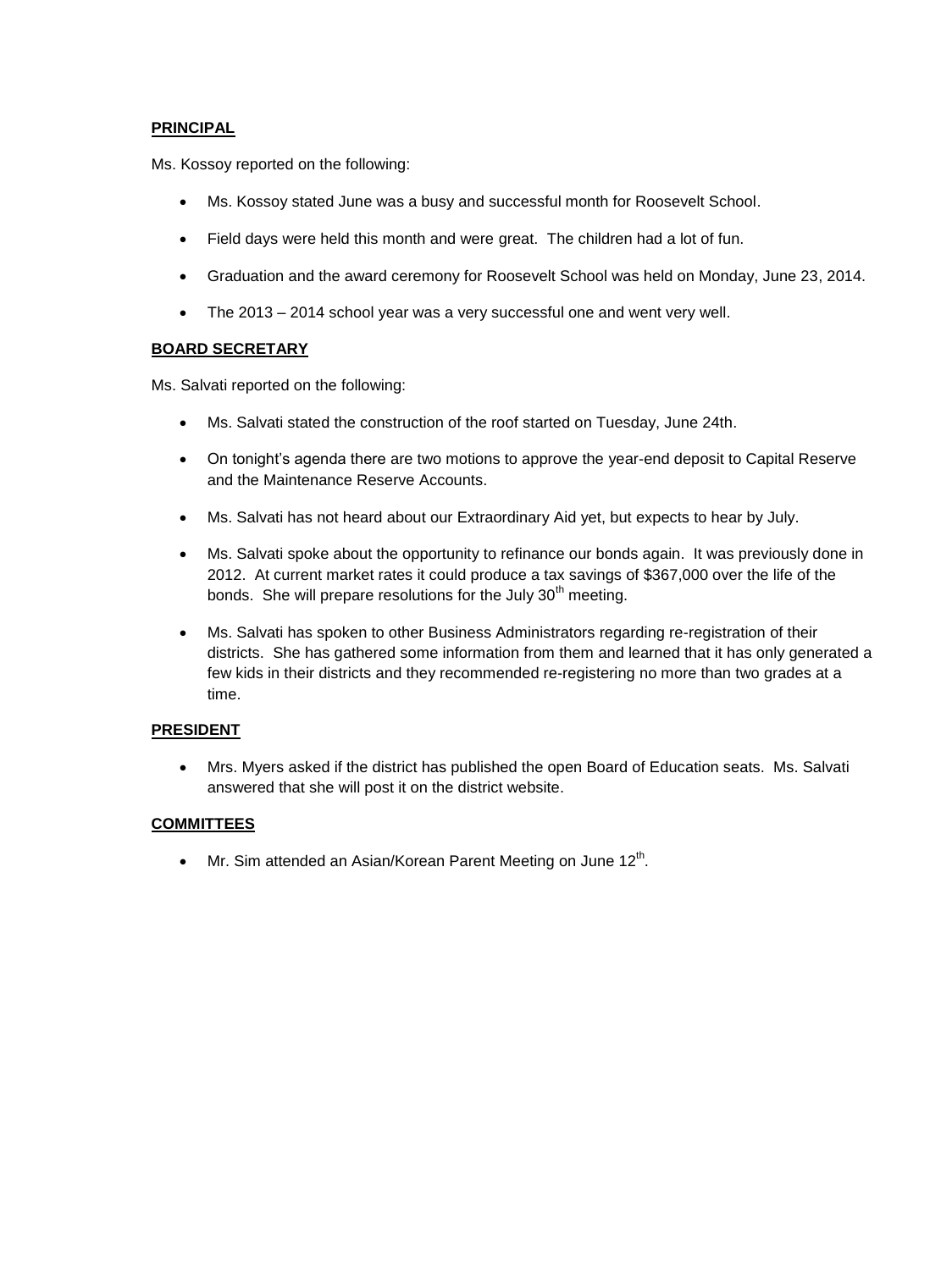**PRINCIPAL**

Ms. Kossoy reported on the following:

- Ms. Kossoy stated June was a busy and successful month for Roosevelt School.
- Field days were held this month and were great. The children had a lot of fun.
- Graduation and the award ceremony for Roosevelt School was held on Monday, June 23, 2014.
- The 2013 – 2014 school year was a very successful one and went very well.

**BOARD SECRETARY**

Ms. Salvati reported on the following:

- Ms. Salvati stated the construction of the roof started on Tuesday, June 24th.
- On tonight's agenda there are two motions to approve the year-end deposit to Capital Reserve and the Maintenance Reserve Accounts.
- Ms. Salvati has not heard about our Extraordinary Aid yet, but expects to hear by July.
- Ms. Salvati spoke about the opportunity to refinance our bonds again. It was previously done in 2012. At current market rates it could produce a tax savings of $367,000 over the life of the bonds. She will prepare resolutions for the July 30th meeting.
- Ms. Salvati has spoken to other Business Administrators regarding re-registration of their districts. She has gathered some information from them and learned that it has only generated a few kids in their districts and they recommended re-registering no more than two grades at a time.

**PRESIDENT**

- Mrs. Myers asked if the district has published the open Board of Education seats. Ms. Salvati answered that she will post it on the district website.

**COMMITTEES**

- Mr. Sim attended an Asian/Korean Parent Meeting on June 12th.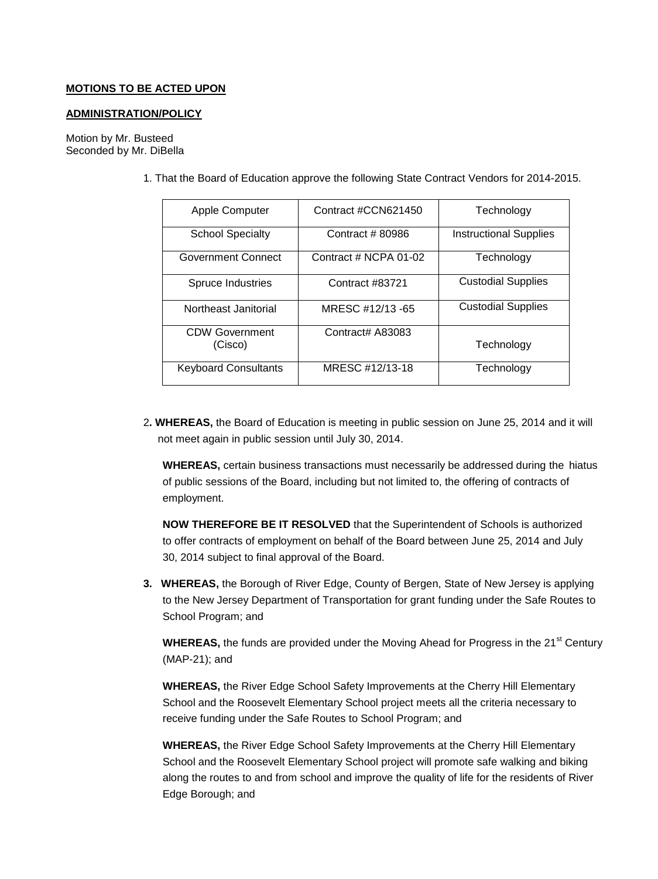**MOTIONS TO BE ACTED UPON**

**ADMINISTRATION/POLICY**

Motion by Mr. Busteed
Seconded by Mr. DiBella

1. That the Board of Education approve the following State Contract Vendors for 2014-2015.

| | | |
|---|---|---|
| Apple Computer | Contract #CCN621450 | Technology |
| School Specialty | Contract # 80986 | Instructional Supplies |
| Government Connect | Contract # NCPA 01-02 | Technology |
| Spruce Industries | Contract #83721 | Custodial Supplies |
| Northeast Janitorial | MRESC #12/13 -65 | Custodial Supplies |
| CDW Government (Cisco) | Contract# A83083 | Technology |
| Keyboard Consultants | MRESC #12/13-18 | Technology |

2. **WHEREAS,** the Board of Education is meeting in public session on June 25, 2014 and it will not meet again in public session until July 30, 2014.

   **WHEREAS,** certain business transactions must necessarily be addressed during the hiatus of public sessions of the Board, including but not limited to, the offering of contracts of employment.

   **NOW THEREFORE BE IT RESOLVED** that the Superintendent of Schools is authorized to offer contracts of employment on behalf of the Board between June 25, 2014 and July 30, 2014 subject to final approval of the Board.

3. **WHEREAS,** the Borough of River Edge, County of Bergen, State of New Jersey is applying to the New Jersey Department of Transportation for grant funding under the Safe Routes to School Program; and

   **WHEREAS,** the funds are provided under the Moving Ahead for Progress in the 21st Century (MAP-21); and

   **WHEREAS,** the River Edge School Safety Improvements at the Cherry Hill Elementary School and the Roosevelt Elementary School project meets all the criteria necessary to receive funding under the Safe Routes to School Program; and

   **WHEREAS,** the River Edge School Safety Improvements at the Cherry Hill Elementary School and the Roosevelt Elementary School project will promote safe walking and biking along the routes to and from school and improve the quality of life for the residents of River Edge Borough; and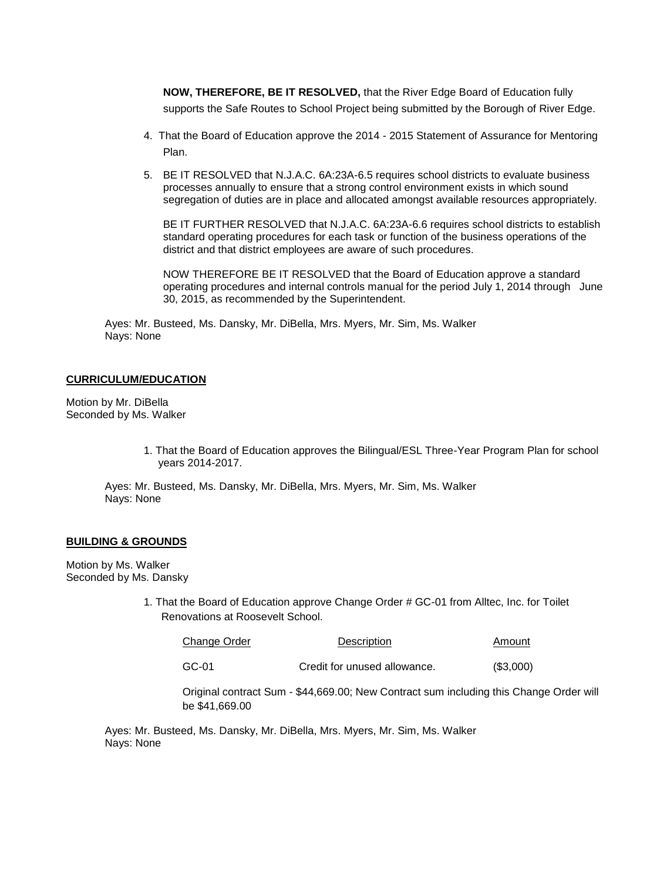**NOW, THEREFORE, BE IT RESOLVED,** that the River Edge Board of Education fully supports the Safe Routes to School Project being submitted by the Borough of River Edge.

4. That the Board of Education approve the 2014 - 2015 Statement of Assurance for Mentoring Plan.

5. BE IT RESOLVED that N.J.A.C. 6A:23A-6.5 requires school districts to evaluate business processes annually to ensure that a strong control environment exists in which sound segregation of duties are in place and allocated amongst available resources appropriately.

   BE IT FURTHER RESOLVED that N.J.A.C. 6A:23A-6.6 requires school districts to establish standard operating procedures for each task or function of the business operations of the district and that district employees are aware of such procedures.

   NOW THEREFORE BE IT RESOLVED that the Board of Education approve a standard operating procedures and internal controls manual for the period July 1, 2014 through June 30, 2015, as recommended by the Superintendent.

Ayes: Mr. Busteed, Ms. Dansky, Mr. DiBella, Mrs. Myers, Mr. Sim, Ms. Walker
Nays: None

**CURRICULUM/EDUCATION**

Motion by Mr. DiBella
Seconded by Ms. Walker

1. That the Board of Education approves the Bilingual/ESL Three-Year Program Plan for school years 2014-2017.

Ayes: Mr. Busteed, Ms. Dansky, Mr. DiBella, Mrs. Myers, Mr. Sim, Ms. Walker
Nays: None

**BUILDING & GROUNDS**

Motion by Ms. Walker
Seconded by Ms. Dansky

1. That the Board of Education approve Change Order # GC-01 from Alltec, Inc. for Toilet Renovations at Roosevelt School.

| Change Order | Description | Amount |
|---|---|---|
| GC-01 | Credit for unused allowance. | ($3,000) |

Original contract Sum - $44,669.00; New Contract sum including this Change Order will be $41,669.00

Ayes: Mr. Busteed, Ms. Dansky, Mr. DiBella, Mrs. Myers, Mr. Sim, Ms. Walker
Nays: None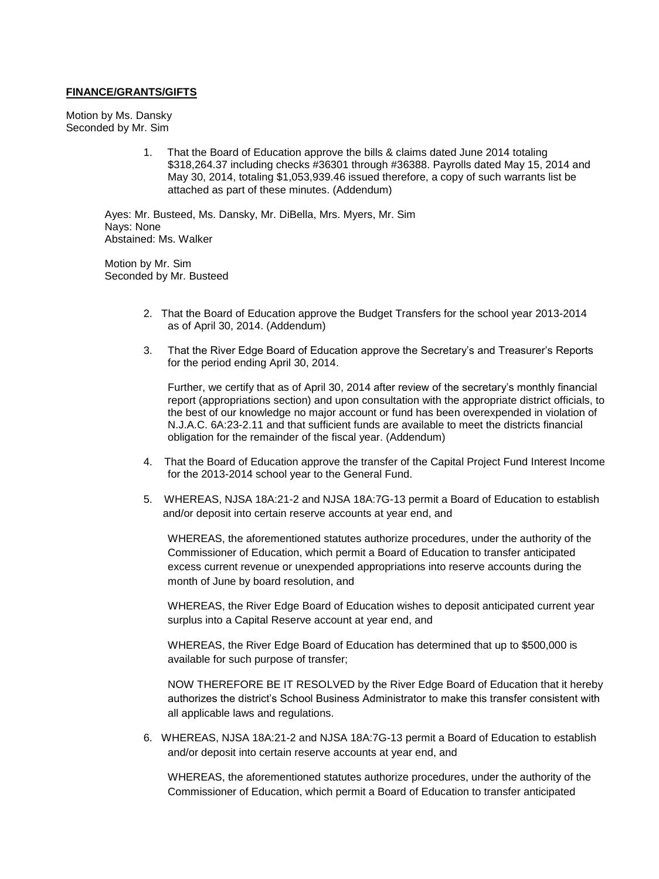**FINANCE/GRANTS/GIFTS**

Motion by Ms. Dansky
Seconded by Mr. Sim

1. That the Board of Education approve the bills & claims dated June 2014 totaling $318,264.37 including checks #36301 through #36388. Payrolls dated May 15, 2014 and May 30, 2014, totaling $1,053,939.46 issued therefore, a copy of such warrants list be attached as part of these minutes. (Addendum)

Ayes: Mr. Busteed, Ms. Dansky, Mr. DiBella, Mrs. Myers, Mr. Sim
Nays: None
Abstained: Ms. Walker

Motion by Mr. Sim
Seconded by Mr. Busteed

2. That the Board of Education approve the Budget Transfers for the school year 2013-2014 as of April 30, 2014. (Addendum)

3. That the River Edge Board of Education approve the Secretary's and Treasurer's Reports for the period ending April 30, 2014.

   Further, we certify that as of April 30, 2014 after review of the secretary's monthly financial report (appropriations section) and upon consultation with the appropriate district officials, to the best of our knowledge no major account or fund has been overexpended in violation of N.J.A.C. 6A:23-2.11 and that sufficient funds are available to meet the districts financial obligation for the remainder of the fiscal year. (Addendum)

4. That the Board of Education approve the transfer of the Capital Project Fund Interest Income for the 2013-2014 school year to the General Fund.

5. WHEREAS, NJSA 18A:21-2 and NJSA 18A:7G-13 permit a Board of Education to establish and/or deposit into certain reserve accounts at year end, and

   WHEREAS, the aforementioned statutes authorize procedures, under the authority of the Commissioner of Education, which permit a Board of Education to transfer anticipated excess current revenue or unexpended appropriations into reserve accounts during the month of June by board resolution, and

   WHEREAS, the River Edge Board of Education wishes to deposit anticipated current year surplus into a Capital Reserve account at year end, and

   WHEREAS, the River Edge Board of Education has determined that up to $500,000 is available for such purpose of transfer;

   NOW THEREFORE BE IT RESOLVED by the River Edge Board of Education that it hereby authorizes the district's School Business Administrator to make this transfer consistent with all applicable laws and regulations.

6. WHEREAS, NJSA 18A:21-2 and NJSA 18A:7G-13 permit a Board of Education to establish and/or deposit into certain reserve accounts at year end, and

   WHEREAS, the aforementioned statutes authorize procedures, under the authority of the Commissioner of Education, which permit a Board of Education to transfer anticipated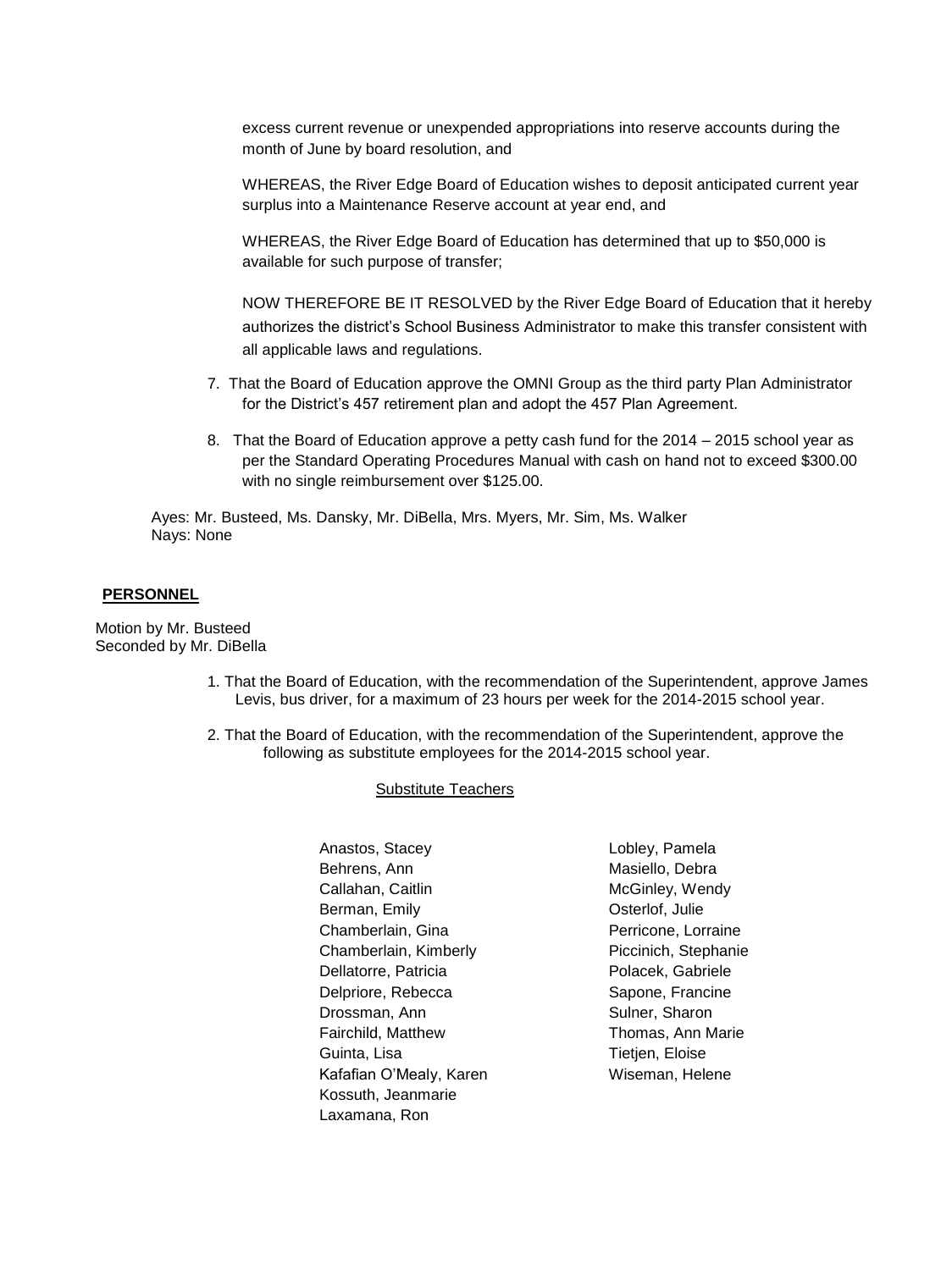excess current revenue or unexpended appropriations into reserve accounts during the month of June by board resolution, and

WHEREAS, the River Edge Board of Education wishes to deposit anticipated current year surplus into a Maintenance Reserve account at year end, and

WHEREAS, the River Edge Board of Education has determined that up to $50,000 is available for such purpose of transfer;

NOW THEREFORE BE IT RESOLVED by the River Edge Board of Education that it hereby authorizes the district's School Business Administrator to make this transfer consistent with all applicable laws and regulations.

7. That the Board of Education approve the OMNI Group as the third party Plan Administrator for the District's 457 retirement plan and adopt the 457 Plan Agreement.

8. That the Board of Education approve a petty cash fund for the 2014 – 2015 school year as per the Standard Operating Procedures Manual with cash on hand not to exceed $300.00 with no single reimbursement over $125.00.

Ayes: Mr. Busteed, Ms. Dansky, Mr. DiBella, Mrs. Myers, Mr. Sim, Ms. Walker
Nays: None

**PERSONNEL**

Motion by Mr. Busteed
Seconded by Mr. DiBella

1. That the Board of Education, with the recommendation of the Superintendent, approve James Levis, bus driver, for a maximum of 23 hours per week for the 2014-2015 school year.

2. That the Board of Education, with the recommendation of the Superintendent, approve the following as substitute employees for the 2014-2015 school year.

Substitute Teachers

Anastos, Stacey
Behrens, Ann
Callahan, Caitlin
Berman, Emily
Chamberlain, Gina
Chamberlain, Kimberly
Dellatorre, Patricia
Delpriore, Rebecca
Drossman, Ann
Fairchild, Matthew
Guinta, Lisa
Kafafian O'Mealy, Karen
Kossuth, Jeanmarie
Laxamana, Ron
Lobley, Pamela
Masiello, Debra
McGinley, Wendy
Osterlof, Julie
Perricone, Lorraine
Piccinich, Stephanie
Polacek, Gabriele
Sapone, Francine
Sulner, Sharon
Thomas, Ann Marie
Tietjen, Eloise
Wiseman, Helene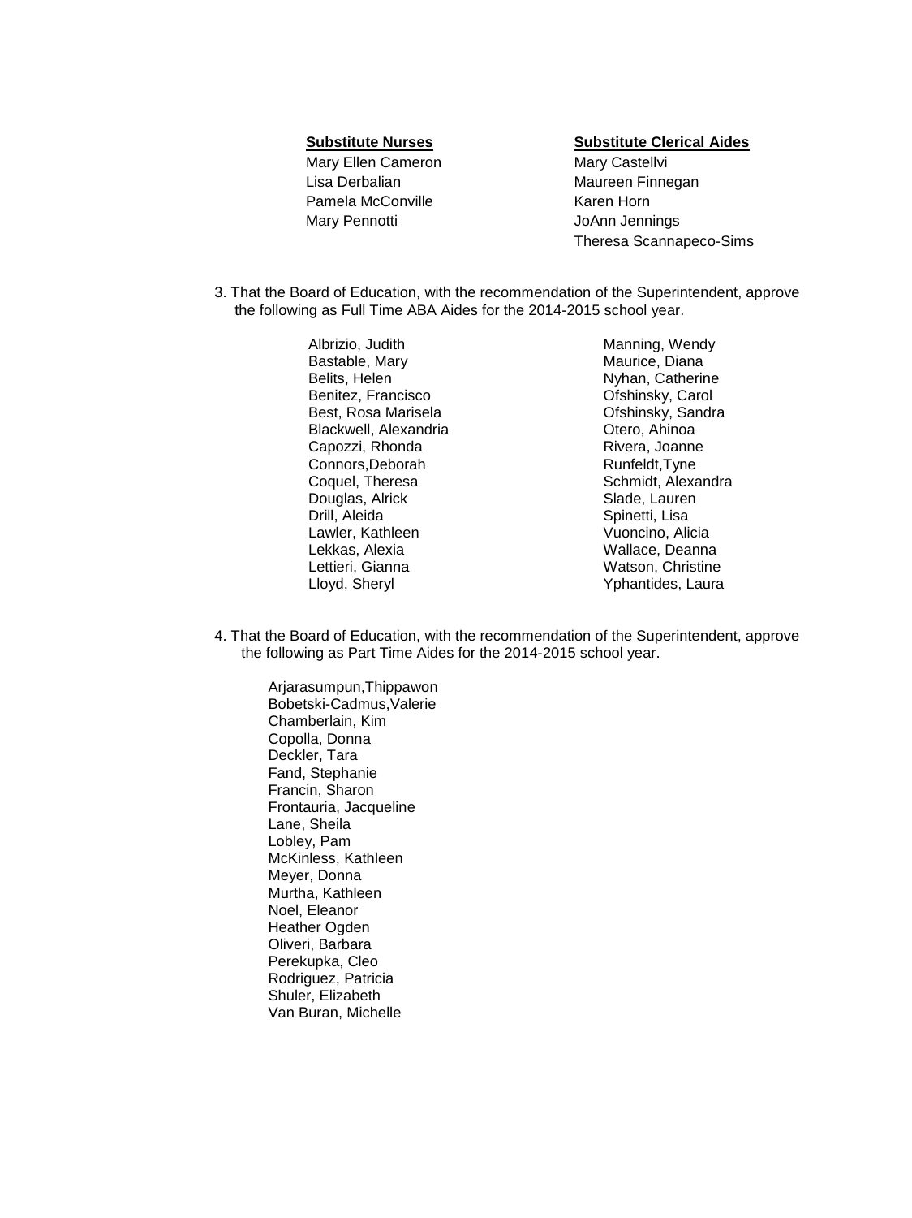**Substitute Nurses**

Mary Ellen Cameron
Lisa Derbalian
Pamela McConville
Mary Pennotti

**Substitute Clerical Aides**

Mary Castellvi
Maureen Finnegan
Karen Horn
JoAnn Jennings
Theresa Scannapeco-Sims

3. That the Board of Education, with the recommendation of the Superintendent, approve the following as Full Time ABA Aides for the 2014-2015 school year.

Albrizio, Judith
Bastable, Mary
Belits, Helen
Benitez, Francisco
Best, Rosa Marisela
Blackwell, Alexandria
Capozzi, Rhonda
Connors,Deborah
Coquel, Theresa
Douglas, Alrick
Drill, Aleida
Lawler, Kathleen
Lekkas, Alexia
Lettieri, Gianna
Lloyd, Sheryl
Manning, Wendy
Maurice, Diana
Nyhan, Catherine
Ofshinsky, Carol
Ofshinsky, Sandra
Otero, Ahinoa
Rivera, Joanne
Runfeldt,Tyne
Schmidt, Alexandra
Slade, Lauren
Spinetti, Lisa
Vuoncino, Alicia
Wallace, Deanna
Watson, Christine
Yphantides, Laura

4. That the Board of Education, with the recommendation of the Superintendent, approve the following as Part Time Aides for the 2014-2015 school year.

Arjarasumpun,Thippawon
Bobetski-Cadmus,Valerie
Chamberlain, Kim
Copolla, Donna
Deckler, Tara
Fand, Stephanie
Francin, Sharon
Frontauria, Jacqueline
Lane, Sheila
Lobley, Pam
McKinless, Kathleen
Meyer, Donna
Murtha, Kathleen
Noel, Eleanor
Heather Ogden
Oliveri, Barbara
Perekupka, Cleo
Rodriguez, Patricia
Shuler, Elizabeth
Van Buran, Michelle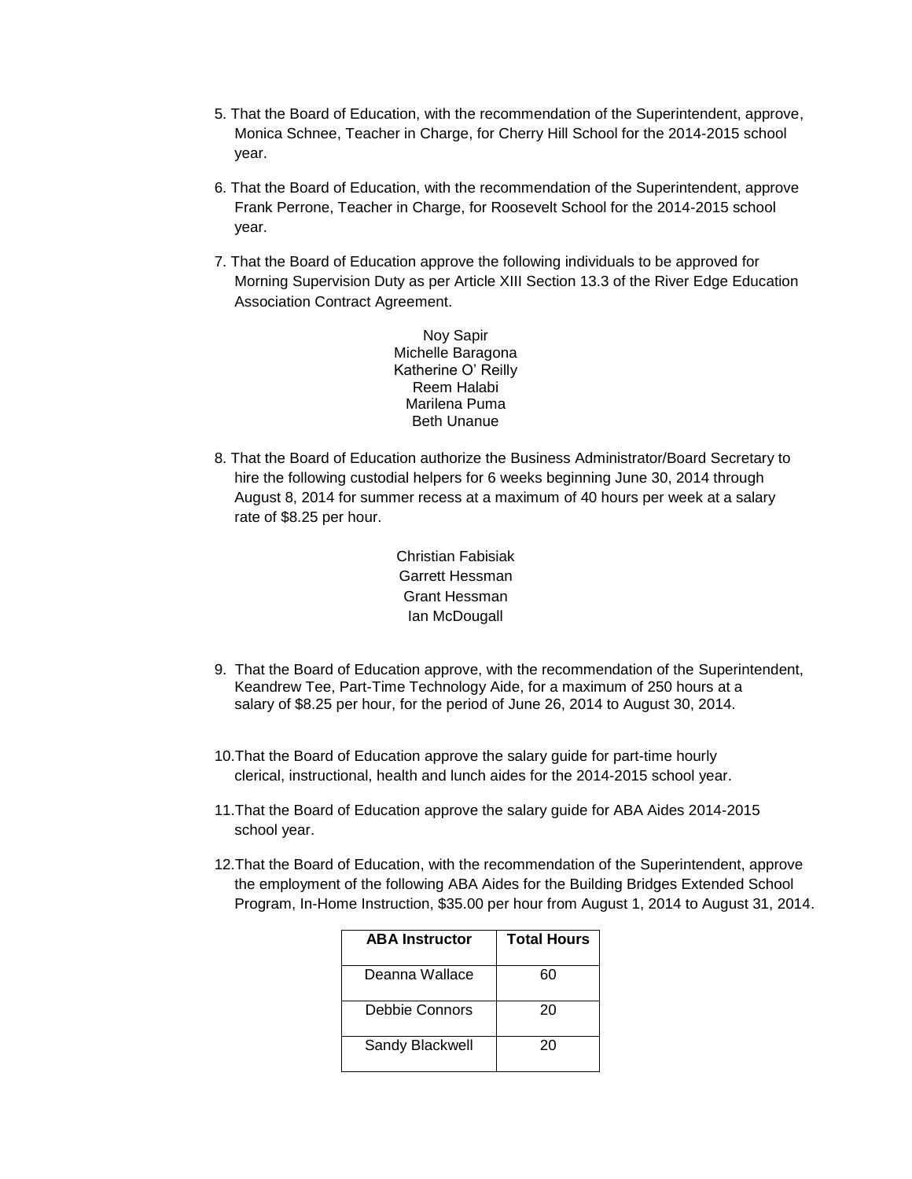5. That the Board of Education, with the recommendation of the Superintendent, approve, Monica Schnee, Teacher in Charge, for Cherry Hill School for the 2014-2015 school year.

6. That the Board of Education, with the recommendation of the Superintendent, approve Frank Perrone, Teacher in Charge, for Roosevelt School for the 2014-2015 school year.

7. That the Board of Education approve the following individuals to be approved for Morning Supervision Duty as per Article XIII Section 13.3 of the River Edge Education Association Contract Agreement.

   Noy Sapir
   Michelle Baragona
   Katherine O' Reilly
   Reem Halabi
   Marilena Puma
   Beth Unanue

8. That the Board of Education authorize the Business Administrator/Board Secretary to hire the following custodial helpers for 6 weeks beginning June 30, 2014 through August 8, 2014 for summer recess at a maximum of 40 hours per week at a salary rate of $8.25 per hour.

   Christian Fabisiak
   Garrett Hessman
   Grant Hessman
   Ian McDougall

9. That the Board of Education approve, with the recommendation of the Superintendent, Keandrew Tee, Part-Time Technology Aide, for a maximum of 250 hours at a salary of $8.25 per hour, for the period of June 26, 2014 to August 30, 2014.

10. That the Board of Education approve the salary guide for part-time hourly clerical, instructional, health and lunch aides for the 2014-2015 school year.

11. That the Board of Education approve the salary guide for ABA Aides 2014-2015 school year.

12. That the Board of Education, with the recommendation of the Superintendent, approve the employment of the following ABA Aides for the Building Bridges Extended School Program, In-Home Instruction, $35.00 per hour from August 1, 2014 to August 31, 2014.

| ABA Instructor | Total Hours |
|---|---|
| Deanna Wallace | 60 |
| Debbie Connors | 20 |
| Sandy Blackwell | 20 |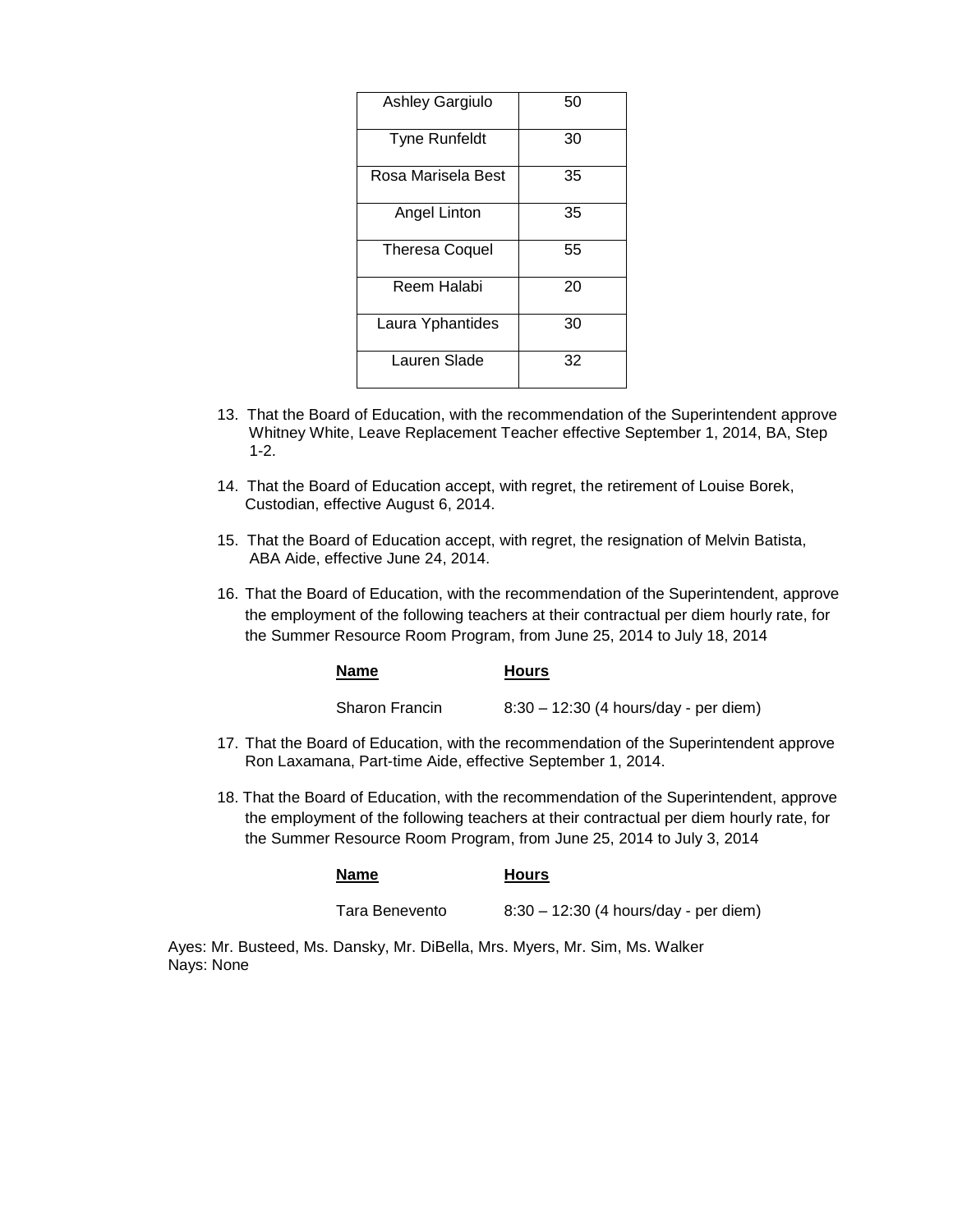| | |
|---|---|
| Ashley Gargiulo | 50 |
| Tyne Runfeldt | 30 |
| Rosa Marisela Best | 35 |
| Angel Linton | 35 |
| Theresa Coquel | 55 |
| Reem Halabi | 20 |
| Laura Yphantides | 30 |
| Lauren Slade | 32 |

13. That the Board of Education, with the recommendation of the Superintendent approve Whitney White, Leave Replacement Teacher effective September 1, 2014, BA, Step 1-2.

14. That the Board of Education accept, with regret, the retirement of Louise Borek, Custodian, effective August 6, 2014.

15. That the Board of Education accept, with regret, the resignation of Melvin Batista, ABA Aide, effective June 24, 2014.

16. That the Board of Education, with the recommendation of the Superintendent, approve the employment of the following teachers at their contractual per diem hourly rate, for the Summer Resource Room Program, from June 25, 2014 to July 18, 2014

| **Name** | **Hours** |
|---|---|
| Sharon Francin | 8:30 – 12:30 (4 hours/day - per diem) |

17. That the Board of Education, with the recommendation of the Superintendent approve Ron Laxamana, Part-time Aide, effective September 1, 2014.

18. That the Board of Education, with the recommendation of the Superintendent, approve the employment of the following teachers at their contractual per diem hourly rate, for the Summer Resource Room Program, from June 25, 2014 to July 3, 2014

| **Name** | **Hours** |
|---|---|
| Tara Benevento | 8:30 – 12:30 (4 hours/day - per diem) |

Ayes: Mr. Busteed, Ms. Dansky, Mr. DiBella, Mrs. Myers, Mr. Sim, Ms. Walker
Nays: None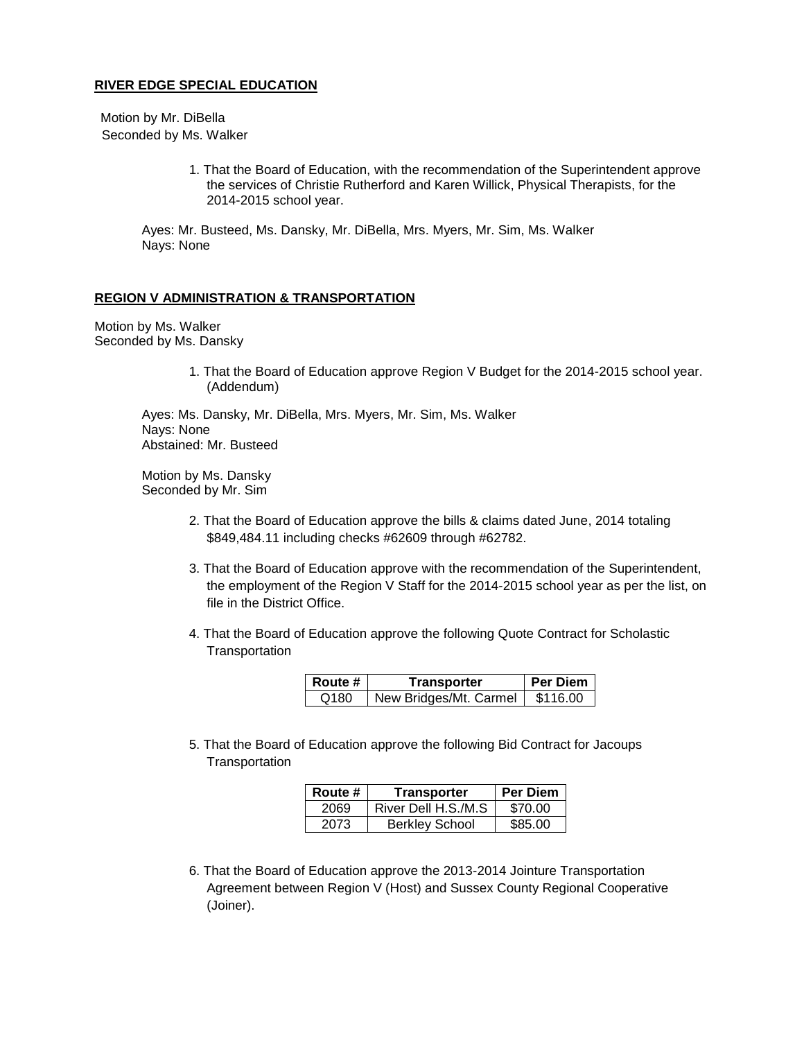**RIVER EDGE SPECIAL EDUCATION**

Motion by Mr. DiBella
Seconded by Ms. Walker

1. That the Board of Education, with the recommendation of the Superintendent approve the services of Christie Rutherford and Karen Willick, Physical Therapists, for the 2014-2015 school year.

Ayes: Mr. Busteed, Ms. Dansky, Mr. DiBella, Mrs. Myers, Mr. Sim, Ms. Walker
Nays: None

**REGION V ADMINISTRATION & TRANSPORTATION**

Motion by Ms. Walker
Seconded by Ms. Dansky

1. That the Board of Education approve Region V Budget for the 2014-2015 school year. (Addendum)

Ayes: Ms. Dansky, Mr. DiBella, Mrs. Myers, Mr. Sim, Ms. Walker
Nays: None
Abstained: Mr. Busteed

Motion by Ms. Dansky
Seconded by Mr. Sim

2. That the Board of Education approve the bills & claims dated June, 2014 totaling $849,484.11 including checks #62609 through #62782.

3. That the Board of Education approve with the recommendation of the Superintendent, the employment of the Region V Staff for the 2014-2015 school year as per the list, on file in the District Office.

4. That the Board of Education approve the following Quote Contract for Scholastic Transportation

| Route # | Transporter | Per Diem |
|---|---|---|
| Q180 | New Bridges/Mt. Carmel | $116.00 |

5. That the Board of Education approve the following Bid Contract for Jacoups Transportation

| Route # | Transporter | Per Diem |
|---|---|---|
| 2069 | River Dell H.S./M.S | $70.00 |
| 2073 | Berkley School | $85.00 |

6. That the Board of Education approve the 2013-2014 Jointure Transportation Agreement between Region V (Host) and Sussex County Regional Cooperative (Joiner).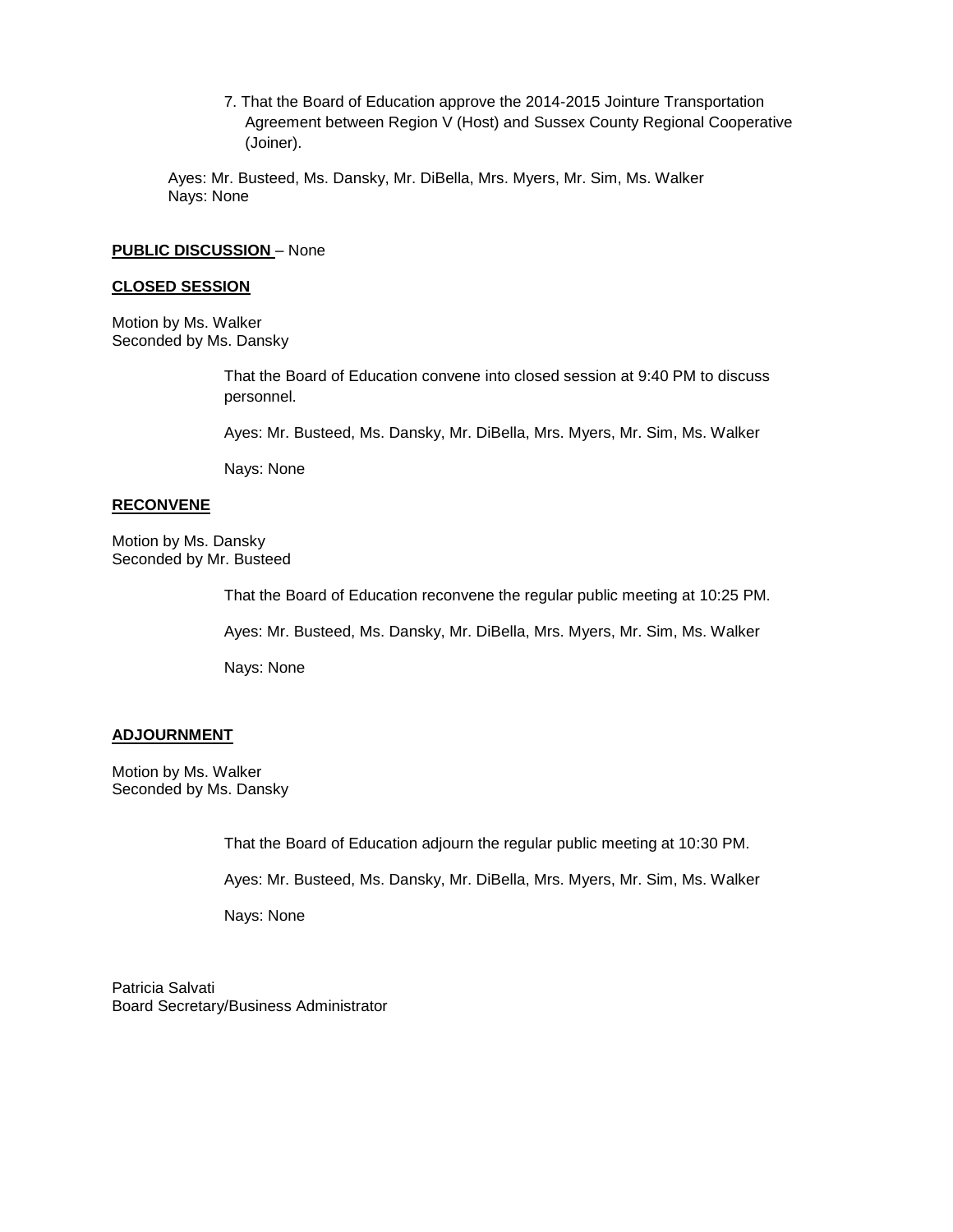7. That the Board of Education approve the 2014-2015 Jointure Transportation Agreement between Region V (Host) and Sussex County Regional Cooperative (Joiner).

Ayes: Mr. Busteed, Ms. Dansky, Mr. DiBella, Mrs. Myers, Mr. Sim, Ms. Walker
Nays: None

**PUBLIC DISCUSSION** – None

**CLOSED SESSION**

Motion by Ms. Walker
Seconded by Ms. Dansky

That the Board of Education convene into closed session at 9:40 PM to discuss personnel.

Ayes: Mr. Busteed, Ms. Dansky, Mr. DiBella, Mrs. Myers, Mr. Sim, Ms. Walker

Nays: None

**RECONVENE**

Motion by Ms. Dansky
Seconded by Mr. Busteed

That the Board of Education reconvene the regular public meeting at 10:25 PM.

Ayes: Mr. Busteed, Ms. Dansky, Mr. DiBella, Mrs. Myers, Mr. Sim, Ms. Walker

Nays: None

**ADJOURNMENT**

Motion by Ms. Walker
Seconded by Ms. Dansky

That the Board of Education adjourn the regular public meeting at 10:30 PM.

Ayes: Mr. Busteed, Ms. Dansky, Mr. DiBella, Mrs. Myers, Mr. Sim, Ms. Walker

Nays: None

Patricia Salvati
Board Secretary/Business Administrator